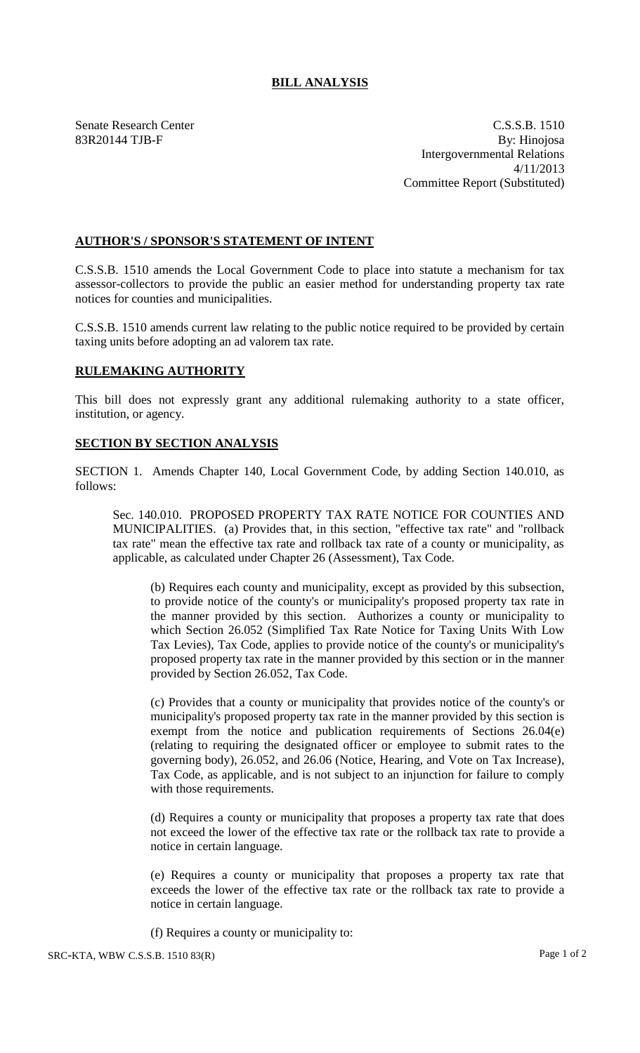# BILL ANALYSIS

Senate Research Center
83R20144 TJB-F

C.S.S.B. 1510
By: Hinojosa
Intergovernmental Relations
4/11/2013
Committee Report (Substituted)

## AUTHOR'S / SPONSOR'S STATEMENT OF INTENT

C.S.S.B. 1510 amends the Local Government Code to place into statute a mechanism for tax assessor-collectors to provide the public an easier method for understanding property tax rate notices for counties and municipalities.

C.S.S.B. 1510 amends current law relating to the public notice required to be provided by certain taxing units before adopting an ad valorem tax rate.

## RULEMAKING AUTHORITY

This bill does not expressly grant any additional rulemaking authority to a state officer, institution, or agency.

## SECTION BY SECTION ANALYSIS

SECTION 1. Amends Chapter 140, Local Government Code, by adding Section 140.010, as follows:

Sec. 140.010. PROPOSED PROPERTY TAX RATE NOTICE FOR COUNTIES AND MUNICIPALITIES. (a) Provides that, in this section, "effective tax rate" and "rollback tax rate" mean the effective tax rate and rollback tax rate of a county or municipality, as applicable, as calculated under Chapter 26 (Assessment), Tax Code.

(b) Requires each county and municipality, except as provided by this subsection, to provide notice of the county's or municipality's proposed property tax rate in the manner provided by this section. Authorizes a county or municipality to which Section 26.052 (Simplified Tax Rate Notice for Taxing Units With Low Tax Levies), Tax Code, applies to provide notice of the county's or municipality's proposed property tax rate in the manner provided by this section or in the manner provided by Section 26.052, Tax Code.

(c) Provides that a county or municipality that provides notice of the county's or municipality's proposed property tax rate in the manner provided by this section is exempt from the notice and publication requirements of Sections 26.04(e) (relating to requiring the designated officer or employee to submit rates to the governing body), 26.052, and 26.06 (Notice, Hearing, and Vote on Tax Increase), Tax Code, as applicable, and is not subject to an injunction for failure to comply with those requirements.

(d) Requires a county or municipality that proposes a property tax rate that does not exceed the lower of the effective tax rate or the rollback tax rate to provide a notice in certain language.

(e) Requires a county or municipality that proposes a property tax rate that exceeds the lower of the effective tax rate or the rollback tax rate to provide a notice in certain language.

(f) Requires a county or municipality to: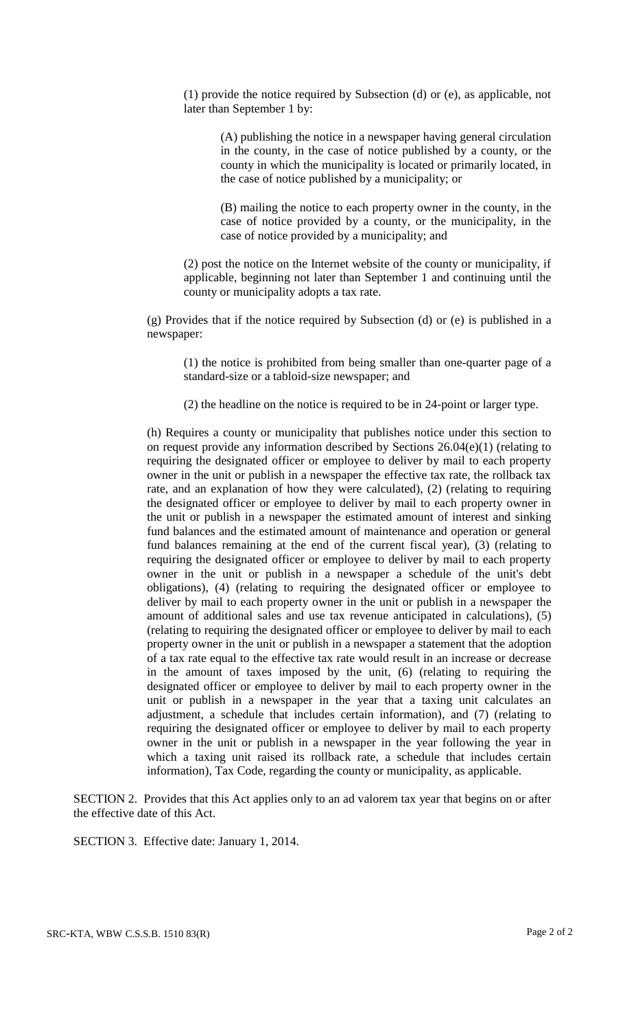(1) provide the notice required by Subsection (d) or (e), as applicable, not later than September 1 by:

(A) publishing the notice in a newspaper having general circulation in the county, in the case of notice published by a county, or the county in which the municipality is located or primarily located, in the case of notice published by a municipality; or

(B) mailing the notice to each property owner in the county, in the case of notice provided by a county, or the municipality, in the case of notice provided by a municipality; and

(2) post the notice on the Internet website of the county or municipality, if applicable, beginning not later than September 1 and continuing until the county or municipality adopts a tax rate.

(g) Provides that if the notice required by Subsection (d) or (e) is published in a newspaper:

(1) the notice is prohibited from being smaller than one-quarter page of a standard-size or a tabloid-size newspaper; and

(2) the headline on the notice is required to be in 24-point or larger type.

(h) Requires a county or municipality that publishes notice under this section to on request provide any information described by Sections 26.04(e)(1) (relating to requiring the designated officer or employee to deliver by mail to each property owner in the unit or publish in a newspaper the effective tax rate, the rollback tax rate, and an explanation of how they were calculated), (2) (relating to requiring the designated officer or employee to deliver by mail to each property owner in the unit or publish in a newspaper the estimated amount of interest and sinking fund balances and the estimated amount of maintenance and operation or general fund balances remaining at the end of the current fiscal year), (3) (relating to requiring the designated officer or employee to deliver by mail to each property owner in the unit or publish in a newspaper a schedule of the unit's debt obligations), (4) (relating to requiring the designated officer or employee to deliver by mail to each property owner in the unit or publish in a newspaper the amount of additional sales and use tax revenue anticipated in calculations), (5) (relating to requiring the designated officer or employee to deliver by mail to each property owner in the unit or publish in a newspaper a statement that the adoption of a tax rate equal to the effective tax rate would result in an increase or decrease in the amount of taxes imposed by the unit, (6) (relating to requiring the designated officer or employee to deliver by mail to each property owner in the unit or publish in a newspaper in the year that a taxing unit calculates an adjustment, a schedule that includes certain information), and (7) (relating to requiring the designated officer or employee to deliver by mail to each property owner in the unit or publish in a newspaper in the year following the year in which a taxing unit raised its rollback rate, a schedule that includes certain information), Tax Code, regarding the county or municipality, as applicable.

SECTION 2. Provides that this Act applies only to an ad valorem tax year that begins on or after the effective date of this Act.

SECTION 3. Effective date: January 1, 2014.

SRC-KTA, WBW C.S.S.B. 1510 83(R)